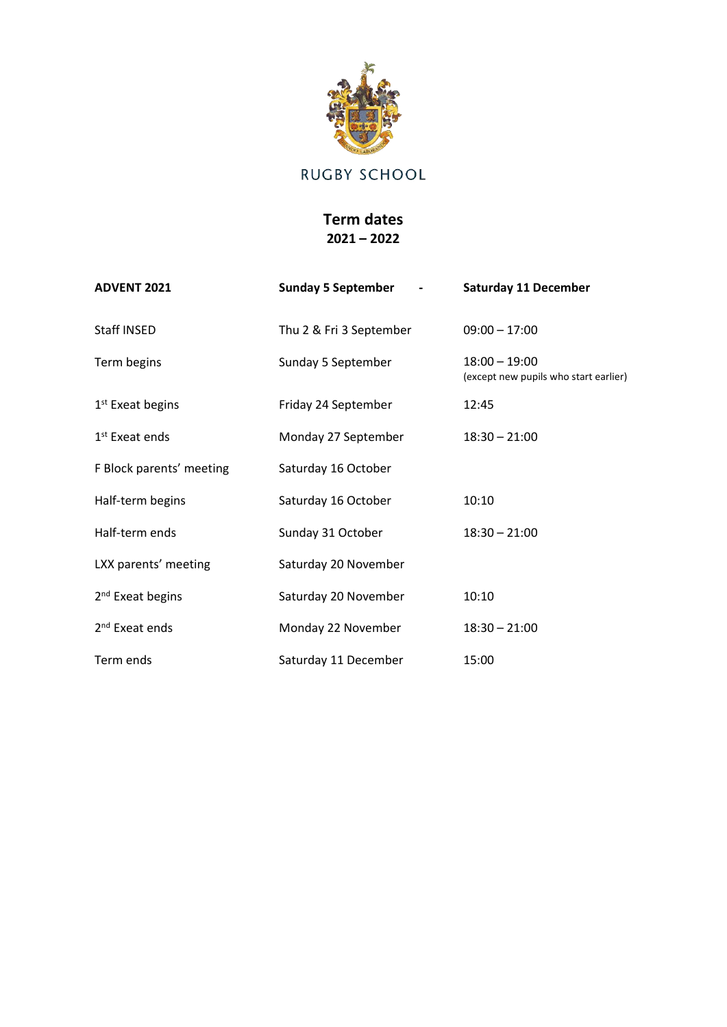RUGBY SCHOOL

# Term dates
## 2021 – 2022

| **ADVENT 2021** | **Sunday 5 September -** | **Saturday 11 December** |
|---|---|---|
| Staff INSED | Thu 2 & Fri 3 September | 09:00 – 17:00 |
| Term begins | Sunday 5 September | 18:00 – 19:00 (except new pupils who start earlier) |
| 1st Exeat begins | Friday 24 September | 12:45 |
| 1st Exeat ends | Monday 27 September | 18:30 – 21:00 |
| F Block parents' meeting | Saturday 16 October | |
| Half-term begins | Saturday 16 October | 10:10 |
| Half-term ends | Sunday 31 October | 18:30 – 21:00 |
| LXX parents' meeting | Saturday 20 November | |
| 2nd Exeat begins | Saturday 20 November | 10:10 |
| 2nd Exeat ends | Monday 22 November | 18:30 – 21:00 |
| Term ends | Saturday 11 December | 15:00 |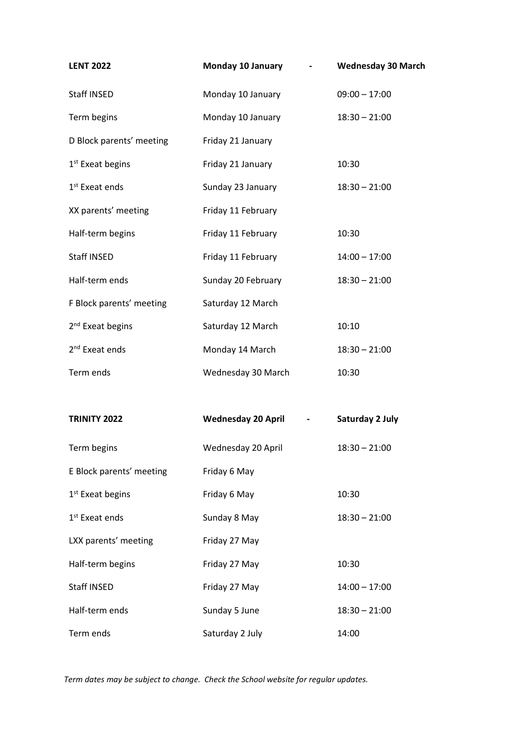| | | |
|---|---|---|
| **LENT 2022** | **Monday 10 January -** | **Wednesday 30 March** |
| Staff INSED | Monday 10 January | 09:00 – 17:00 |
| Term begins | Monday 10 January | 18:30 – 21:00 |
| D Block parents' meeting | Friday 21 January | |
| 1st Exeat begins | Friday 21 January | 10:30 |
| 1st Exeat ends | Sunday 23 January | 18:30 – 21:00 |
| XX parents' meeting | Friday 11 February | |
| Half-term begins | Friday 11 February | 10:30 |
| Staff INSED | Friday 11 February | 14:00 – 17:00 |
| Half-term ends | Sunday 20 February | 18:30 – 21:00 |
| F Block parents' meeting | Saturday 12 March | |
| 2nd Exeat begins | Saturday 12 March | 10:10 |
| 2nd Exeat ends | Monday 14 March | 18:30 – 21:00 |
| Term ends | Wednesday 30 March | 10:30 |

| | | |
|---|---|---|
| **TRINITY 2022** | **Wednesday 20 April -** | **Saturday 2 July** |
| Term begins | Wednesday 20 April | 18:30 – 21:00 |
| E Block parents' meeting | Friday 6 May | |
| 1st Exeat begins | Friday 6 May | 10:30 |
| 1st Exeat ends | Sunday 8 May | 18:30 – 21:00 |
| LXX parents' meeting | Friday 27 May | |
| Half-term begins | Friday 27 May | 10:30 |
| Staff INSED | Friday 27 May | 14:00 – 17:00 |
| Half-term ends | Sunday 5 June | 18:30 – 21:00 |
| Term ends | Saturday 2 July | 14:00 |

*Term dates may be subject to change. Check the School website for regular updates.*